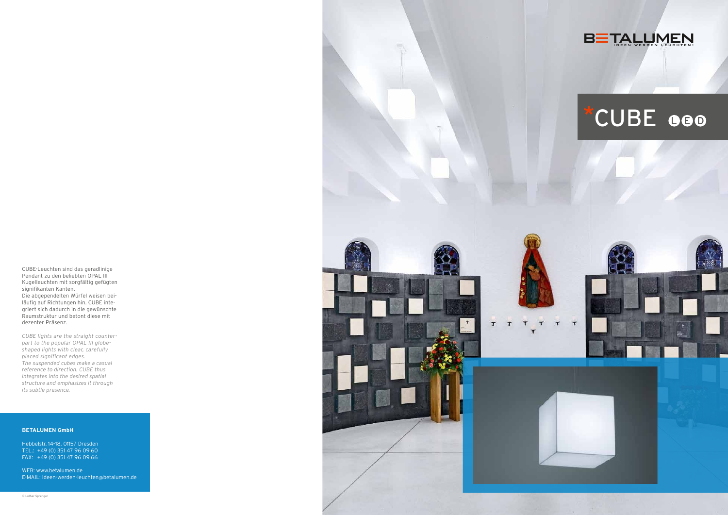BETALUMEN
IDEEN WERDEN LEUCHTEN!

# *CUBE LED

CUBE-Leuchten sind das geradlinige Pendant zu den beliebten OPAL III Kugelleuchten mit sorgfältig gefügten signifikanten Kanten.
Die abgependelten Würfel weisen beiläufig auf Richtungen hin. CUBE integriert sich dadurch in die gewünschte Raumstruktur und betont diese mit dezenter Präsenz.

*CUBE lights are the straight counterpart to the popular OPAL III globe-shaped lights with clear, carefully placed significant edges.*
*The suspended cubes make a casual reference to direction. CUBE thus integrates into the desired spatial structure and emphasizes it through its subtle presence.*

**BETALUMEN GmbH**

Hebbelstr. 14-18, 01157 Dresden
TEL.: +49 (0) 351 47 96 09 60
FAX: +49 (0) 351 47 96 09 66

WEB: www.betalumen.de
E-MAIL: ideen-werden-leuchten@betalumen.de

© Lothar Sprenger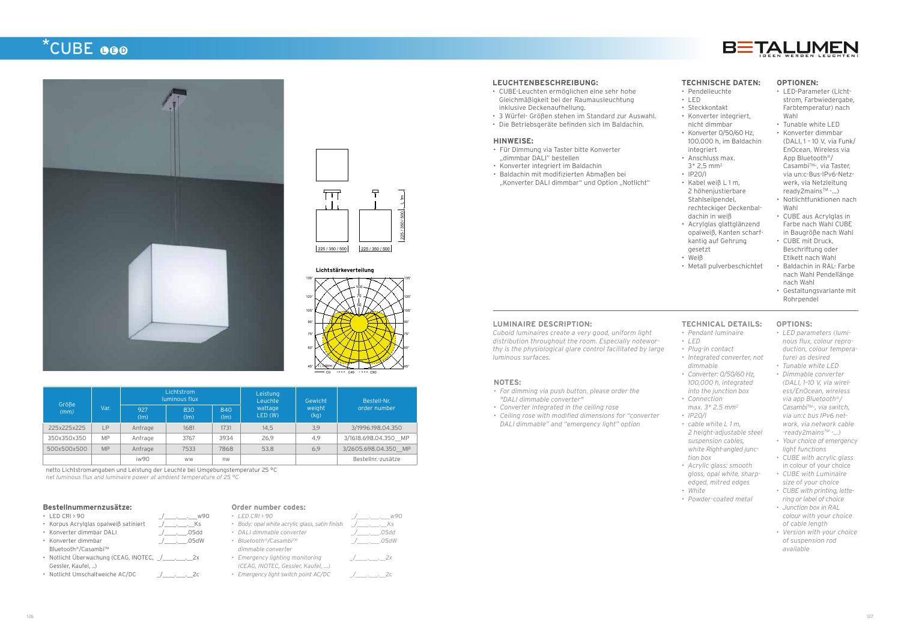# *CUBE LED

BETALUMEN
IDEEN WERDEN LEUCHTEN!

225 / 350 / 500

225 / 350 / 500

225 / 350 / 500

L 1m

**Lichtstärkeverteilung**

135° 120° 105° 90° 75° 60° 45°

100 75 50

cd/klm

C0 C45 C90

| Größe (mm) | Var. | Lichtstrom luminous flux | | | Leistung Leuchte wattage LED (W) | Gewicht weight (kg) | Bestell-Nr. order number |
|---|---|---|---|---|---|---|---|
| | | 927 (lm) | 830 (lm) | 840 (lm) | | | |
| 225x225x225 | LP | Anfrage | 1681 | 1731 | 14,5 | 3,9 | 3/1996.198.04.350 |
| 350x350x350 | MP | Anfrage | 3767 | 3934 | 26,9 | 4,9 | 3/1618.698.04.350__MP |
| 500x500x500 | MP | Anfrage | 7533 | 7868 | 53,8 | 6,9 | 3/2605.698.04.350__MP |
| | | iw90 | ww | nw | | | Bestellnr.-zusätze |

netto Lichtstromangaben und Leistung der Leuchte bei Umgebungstemperatur 25 °C

*net luminous flux and luminaire power at ambient temperature of 25 °C*

### Bestellnummernzusätze:

- LED CRI > 90 _/____.____.___w90
- Korpus Acrylglas opalweiß satiniert _/____.____.__Ks
- Konverter dimmbar DALI _/____.____.05dd
- Konverter dimmbar Bluetooth®/Casambi™ _/____.____.05dW
- Notlicht Überwachung (CEAG, INOTEC, Gessler, Kaufel, ..) _/____.____.__2x
- Notlicht Umschaltweiche AC/DC _/____.____.__2c

### Order number codes:

- *LED CRI > 90* _/____.____.___w90
- *Body: opal white acrylic glass, satin finish* _/____.____.__Ks
- *DALI dimmable converter* _/____.____.05dd
- *Bluetooth®/Casambi™ dimmable converter* _/____.____.05dW
- *Emergency lighting monitoring (CEAG, INOTEC, Gessler, Kaufel, ...)* _/____.____.__2x
- *Emergency light switch point AC/DC* _/____.____.__2c

### LEUCHTENBESCHREIBUNG:

- CUBE-Leuchten ermöglichen eine sehr hohe Gleichmäßigkeit bei der Raumausleuchtung inklusive Deckenaufhellung.
- 3 Würfel- Größen stehen im Standard zur Auswahl.
- Die Betriebsgeräte befinden sich im Baldachin.

### HINWEISE:

- Für Dimmung via Taster bitte Konverter „dimmbar DALI" bestellen
- Konverter integriert im Baldachin
- Baldachin mit modifizierten Abmaßen bei „Konverter DALI dimmbar" und Option „Notlicht"

### TECHNISCHE DATEN:

- Pendelleuchte
- LED
- Steckkontakt
- Konverter integriert, nicht dimmbar
- Konverter 0/50/60 Hz, 100.000 h, im Baldachin integriert
- Anschluss max. 3* 2,5 mm²
- IP20/I
- Kabel weiß L 1 m, 2 höhenjustierbare Stahlseilpendel, rechteckiger Deckenbaldachin in weiß
- Acrylglas glattglänzend opalweiß, Kanten scharfkantig auf Gehrung gesetzt
- Weiß
- Metall pulverbeschichtet

### OPTIONEN:

- LED-Parameter (Lichtstrom, Farbwiedergabe, Farbtemperatur) nach Wahl
- Tunable white LED
- Konverter dimmbar (DALI, 1 – 10 V, via Funk/ EnOcean, Wireless via App Bluetooth®/ Casambi™-, via Taster, via un:c-Bus-IPv6-Netzwerk, via Netzleitung ready2mains™ -...)
- Notlichtfunktionen nach Wahl
- CUBE aus Acrylglas in Farbe nach Wahl CUBE in Baugröße nach Wahl
- CUBE mit Druck, Beschriftung oder Etikett nach Wahl
- Baldachin in RAL- Farbe nach Wahl Pendellänge nach Wahl
- Gestaltungsvariante mit Rohrpendel

### LUMINAIRE DESCRIPTION:

*Cuboid luminaires create a very good, uniform light distribution throughout the room. Especially noteworthy is the physiological glare control facilitated by large luminous surfaces.*

### NOTES:

- *For dimming via push button, please order the "DALI dimmable converter"*
- *Converter integrated in the ceiling rose*
- *Ceiling rose with modified dimensions for "converter DALI dimmable" and "emergency light" option*

### TECHNICAL DETAILS:

- *Pendant luminaire*
- *LED*
- *Plug-in contact*
- *Integrated converter, not dimmable*
- *Converter: 0/50/60 Hz, 100,000 h, integrated into the junction box*
- *Connection max. 3* 2.5 mm²*
- *IP20/I*
- *cable white L 1 m, 2 height-adjustable steel suspension cables, white Right-angled junction box*
- *Acrylic glass: smooth gloss, opal white, sharp-edged, mitred edges*
- *White*
- *Powder-coated metal*

### OPTIONS:

- *LED parameters (luminous flux, colour reproduction, colour temperature) as desired*
- *Tunable white LED*
- *Dimmable converter (DALI, 1-10 V, via wireless/EnOcean, wireless via app Bluetooth®/ Casambi™-, via switch, via un:c bus IPv6 network, via network cable -ready2mains™ -...)*
- *Your choice of emergency light functions*
- *CUBE with acrylic glass in colour of your choice*
- *CUBE with Luminaire size of your choice*
- *CUBE with printing, lettering or label of choice*
- *Junction box in RAL colour with your choice of cable length*
- *Version with your choice of suspension rod available*